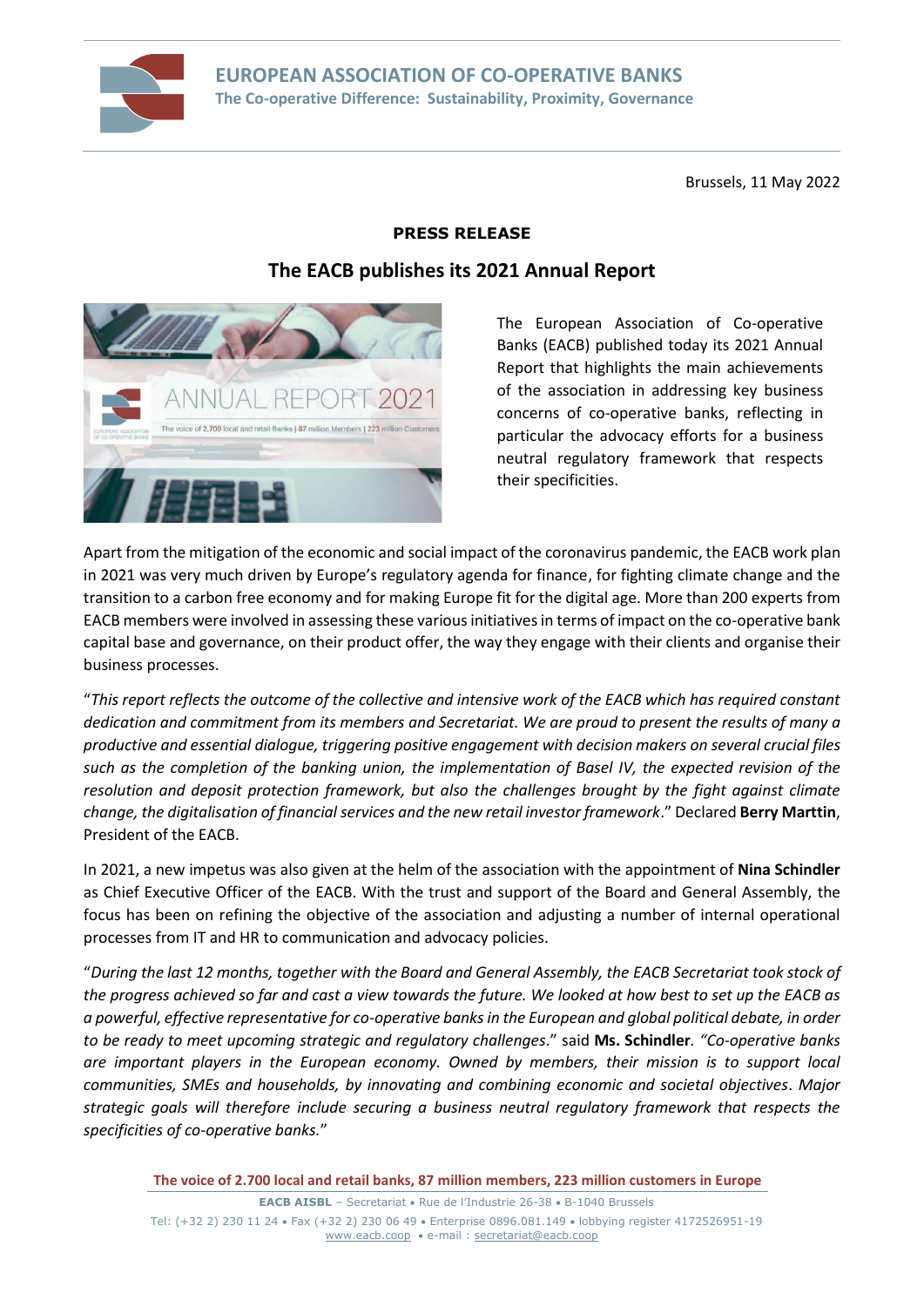**EUROPEAN ASSOCIATION OF CO-OPERATIVE BANKS**
**The Co-operative Difference: Sustainability, Proximity, Governance**

Brussels, 11 May 2022

**PRESS RELEASE**

## The EACB publishes its 2021 Annual Report

The European Association of Co-operative Banks (EACB) published today its 2021 Annual Report that highlights the main achievements of the association in addressing key business concerns of co-operative banks, reflecting in particular the advocacy efforts for a business neutral regulatory framework that respects their specificities.

Apart from the mitigation of the economic and social impact of the coronavirus pandemic, the EACB work plan in 2021 was very much driven by Europe's regulatory agenda for finance, for fighting climate change and the transition to a carbon free economy and for making Europe fit for the digital age. More than 200 experts from EACB members were involved in assessing these various initiatives in terms of impact on the co-operative bank capital base and governance, on their product offer, the way they engage with their clients and organise their business processes.

"*This report reflects the outcome of the collective and intensive work of the EACB which has required constant dedication and commitment from its members and Secretariat. We are proud to present the results of many a productive and essential dialogue, triggering positive engagement with decision makers on several crucial files such as the completion of the banking union, the implementation of Basel IV, the expected revision of the resolution and deposit protection framework, but also the challenges brought by the fight against climate change, the digitalisation of financial services and the new retail investor framework*." Declared **Berry Marttin**, President of the EACB.

In 2021, a new impetus was also given at the helm of the association with the appointment of **Nina Schindler** as Chief Executive Officer of the EACB. With the trust and support of the Board and General Assembly, the focus has been on refining the objective of the association and adjusting a number of internal operational processes from IT and HR to communication and advocacy policies.

"*During the last 12 months, together with the Board and General Assembly, the EACB Secretariat took stock of the progress achieved so far and cast a view towards the future. We looked at how best to set up the EACB as a powerful, effective representative for co-operative banks in the European and global political debate, in order to be ready to meet upcoming strategic and regulatory challenges*." said **Ms. Schindler**. *"Co-operative banks are important players in the European economy. Owned by members, their mission is to support local communities, SMEs and households, by innovating and combining economic and societal objectives. Major strategic goals will therefore include securing a business neutral regulatory framework that respects the specificities of co-operative banks.*"

**The voice of 2.700 local and retail banks, 87 million members, 223 million customers in Europe**

**EACB AISBL** – Secretariat • Rue de l'Industrie 26-38 • B-1040 Brussels
Tel: (+32 2) 230 11 24 • Fax (+32 2) 230 06 49 • Enterprise 0896.081.149 • lobbying register 4172526951-19
www.eacb.coop • e-mail : secretariat@eacb.coop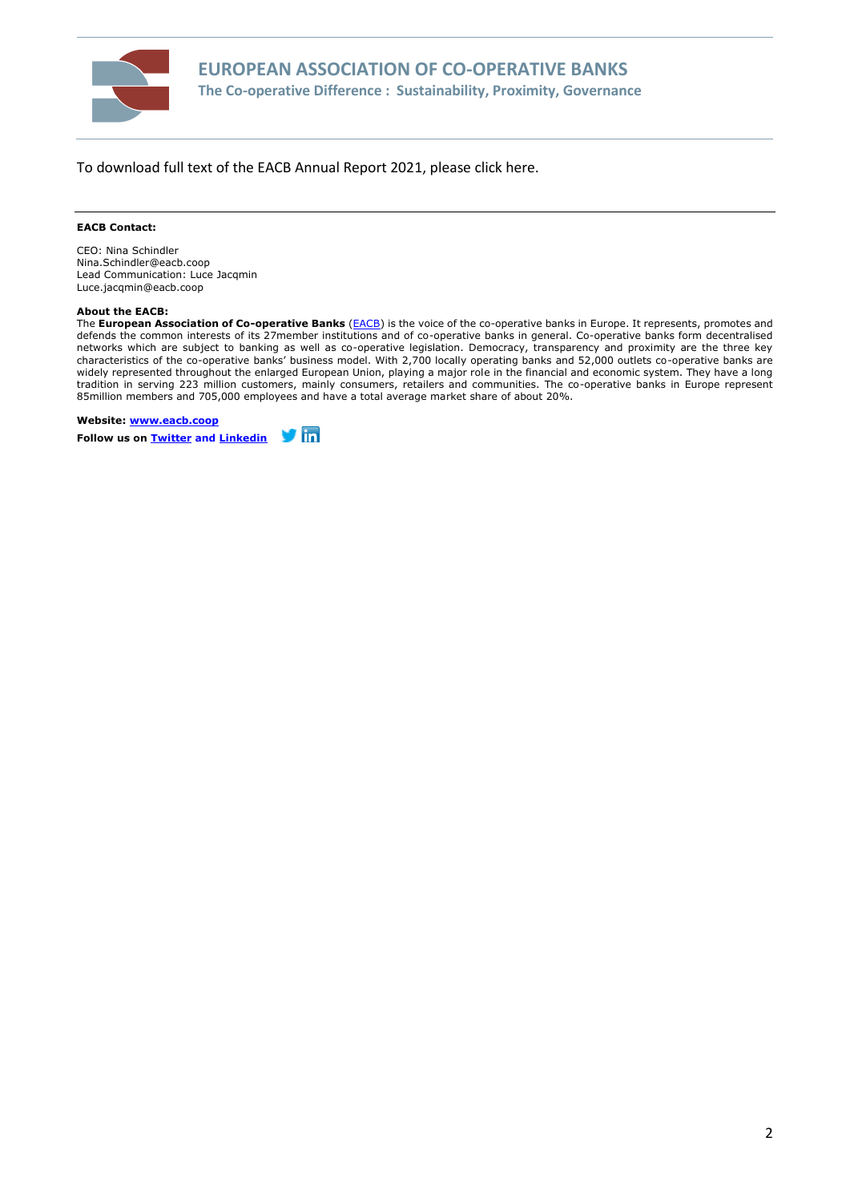# EUROPEAN ASSOCIATION OF CO-OPERATIVE BANKS

**The Co-operative Difference : Sustainability, Proximity, Governance**

---

To download full text of the EACB Annual Report 2021, please click here.

---

**EACB Contact:**

CEO: Nina Schindler
Nina.Schindler@eacb.coop
Lead Communication: Luce Jacqmin
Luce.jacqmin@eacb.coop

**About the EACB:**
The **European Association of Co-operative Banks** (EACB) is the voice of the co-operative banks in Europe. It represents, promotes and defends the common interests of its 27member institutions and of co-operative banks in general. Co-operative banks form decentralised networks which are subject to banking as well as co-operative legislation. Democracy, transparency and proximity are the three key characteristics of the co-operative banks' business model. With 2,700 locally operating banks and 52,000 outlets co-operative banks are widely represented throughout the enlarged European Union, playing a major role in the financial and economic system. They have a long tradition in serving 223 million customers, mainly consumers, retailers and communities. The co-operative banks in Europe represent 85million members and 705,000 employees and have a total average market share of about 20%.

**Website: www.eacb.coop**

**Follow us on Twitter and Linkedin**